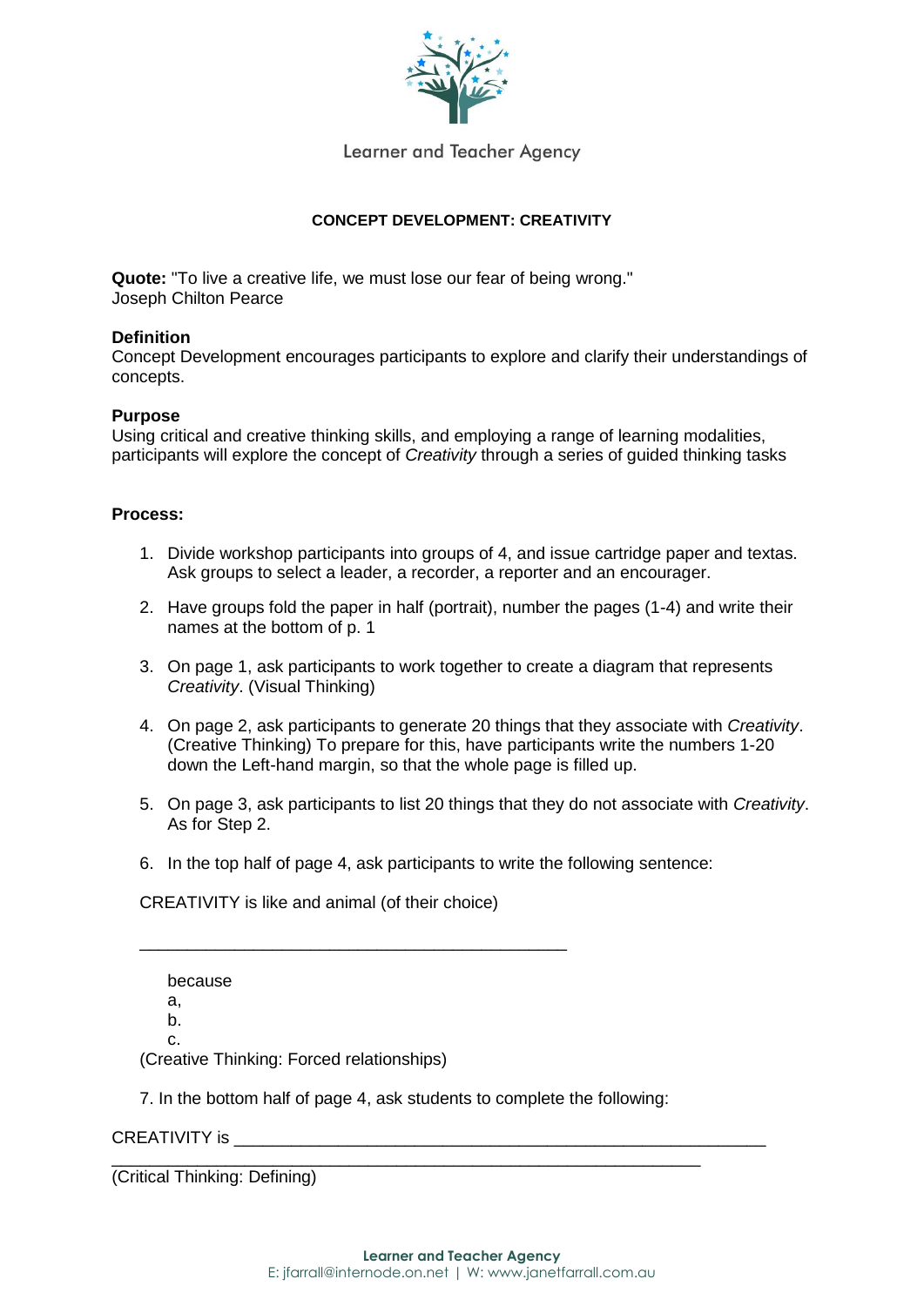Learner and Teacher Agency

**CONCEPT DEVELOPMENT: CREATIVITY**

**Quote:** "To live a creative life, we must lose our fear of being wrong."
Joseph Chilton Pearce

**Definition**
Concept Development encourages participants to explore and clarify their understandings of concepts.

**Purpose**
Using critical and creative thinking skills, and employing a range of learning modalities, participants will explore the concept of *Creativity* through a series of guided thinking tasks

**Process:**

1. Divide workshop participants into groups of 4, and issue cartridge paper and textas. Ask groups to select a leader, a recorder, a reporter and an encourager.

2. Have groups fold the paper in half (portrait), number the pages (1-4) and write their names at the bottom of p. 1

3. On page 1, ask participants to work together to create a diagram that represents *Creativity*. (Visual Thinking)

4. On page 2, ask participants to generate 20 things that they associate with *Creativity*. (Creative Thinking) To prepare for this, have participants write the numbers 1-20 down the Left-hand margin, so that the whole page is filled up.

5. On page 3, ask participants to list 20 things that they do not associate with *Creativity*. As for Step 2.

6. In the top half of page 4, ask participants to write the following sentence:

CREATIVITY is like and animal (of their choice)

_____________________________________________

because
a,
b.
c.

(Creative Thinking: Forced relationships)

7. In the bottom half of page 4, ask students to complete the following:

CREATIVITY is _______________________________________________________
______________________________________________________________

(Critical Thinking: Defining)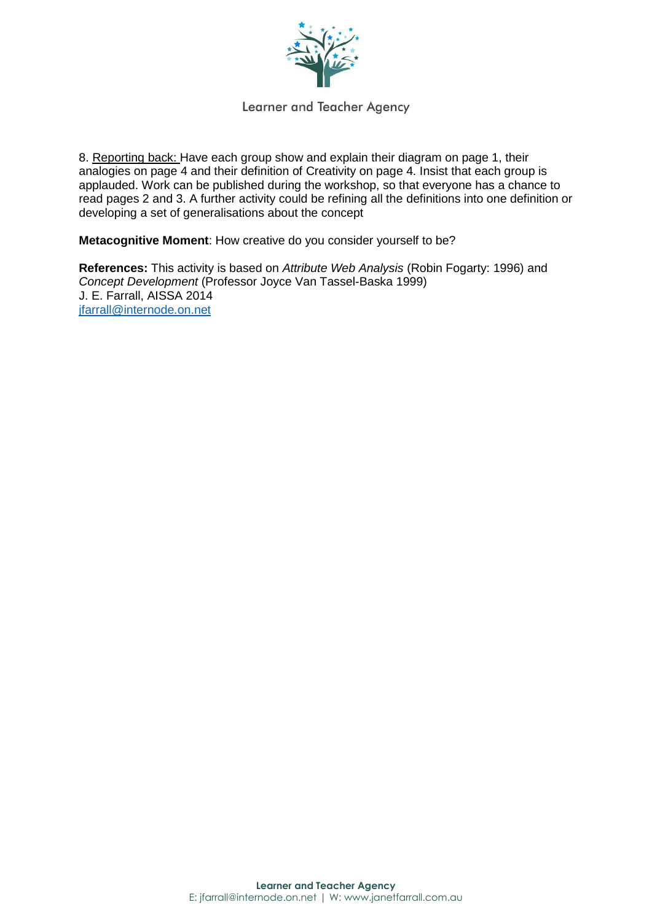8. Reporting back: Have each group show and explain their diagram on page 1, their analogies on page 4 and their definition of Creativity on page 4. Insist that each group is applauded. Work can be published during the workshop, so that everyone has a chance to read pages 2 and 3. A further activity could be refining all the definitions into one definition or developing a set of generalisations about the concept

**Metacognitive Moment**: How creative do you consider yourself to be?

**References:** This activity is based on *Attribute Web Analysis* (Robin Fogarty: 1996) and *Concept Development* (Professor Joyce Van Tassel-Baska 1999)
J. E. Farrall, AISSA 2014
jfarrall@internode.on.net